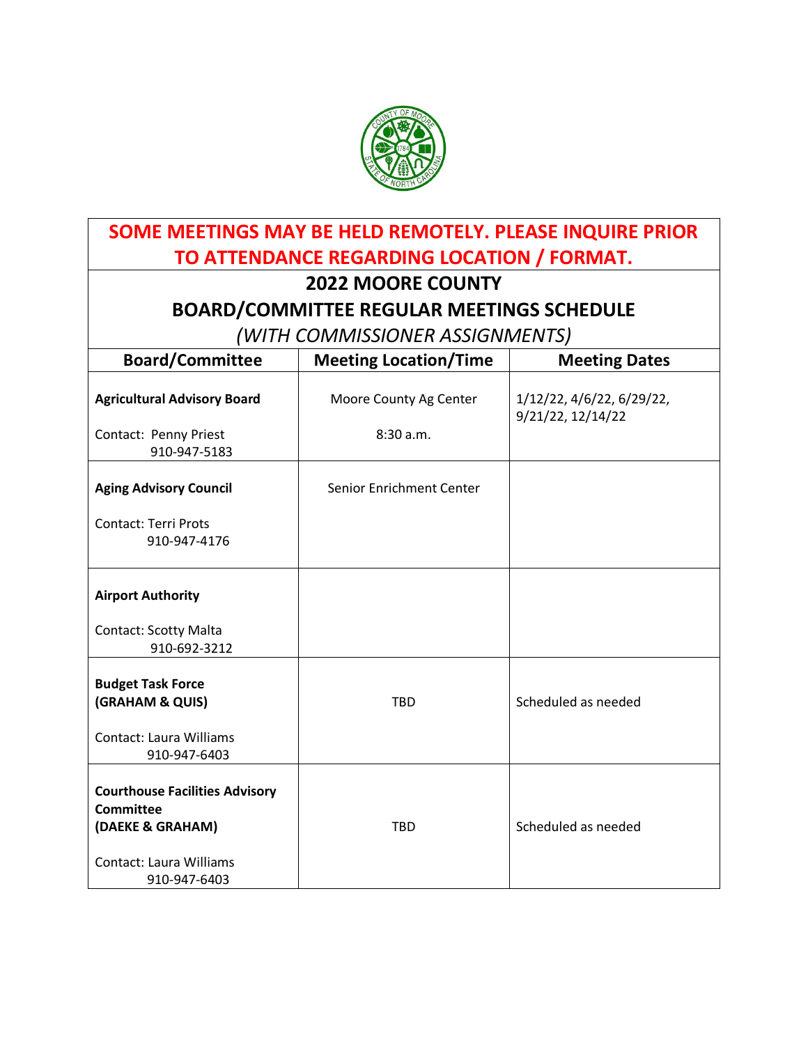**SOME MEETINGS MAY BE HELD REMOTELY. PLEASE INQUIRE PRIOR TO ATTENDANCE REGARDING LOCATION / FORMAT.**

# 2022 MOORE COUNTY

## BOARD/COMMITTEE REGULAR MEETINGS SCHEDULE

*(WITH COMMISSIONER ASSIGNMENTS)*

| Board/Committee | Meeting Location/Time | Meeting Dates |
|---|---|---|
| **Agricultural Advisory Board**<br><br>Contact: Penny Priest<br>910-947-5183 | Moore County Ag Center<br><br>8:30 a.m. | 1/12/22, 4/6/22, 6/29/22, 9/21/22, 12/14/22 |
| **Aging Advisory Council**<br><br>Contact: Terri Prots<br>910-947-4176 | Senior Enrichment Center | |
| **Airport Authority**<br><br>Contact: Scotty Malta<br>910-692-3212 | | |
| **Budget Task Force (GRAHAM & QUIS)**<br><br>Contact: Laura Williams<br>910-947-6403 | TBD | Scheduled as needed |
| **Courthouse Facilities Advisory Committee (DAEKE & GRAHAM)**<br><br>Contact: Laura Williams<br>910-947-6403 | TBD | Scheduled as needed |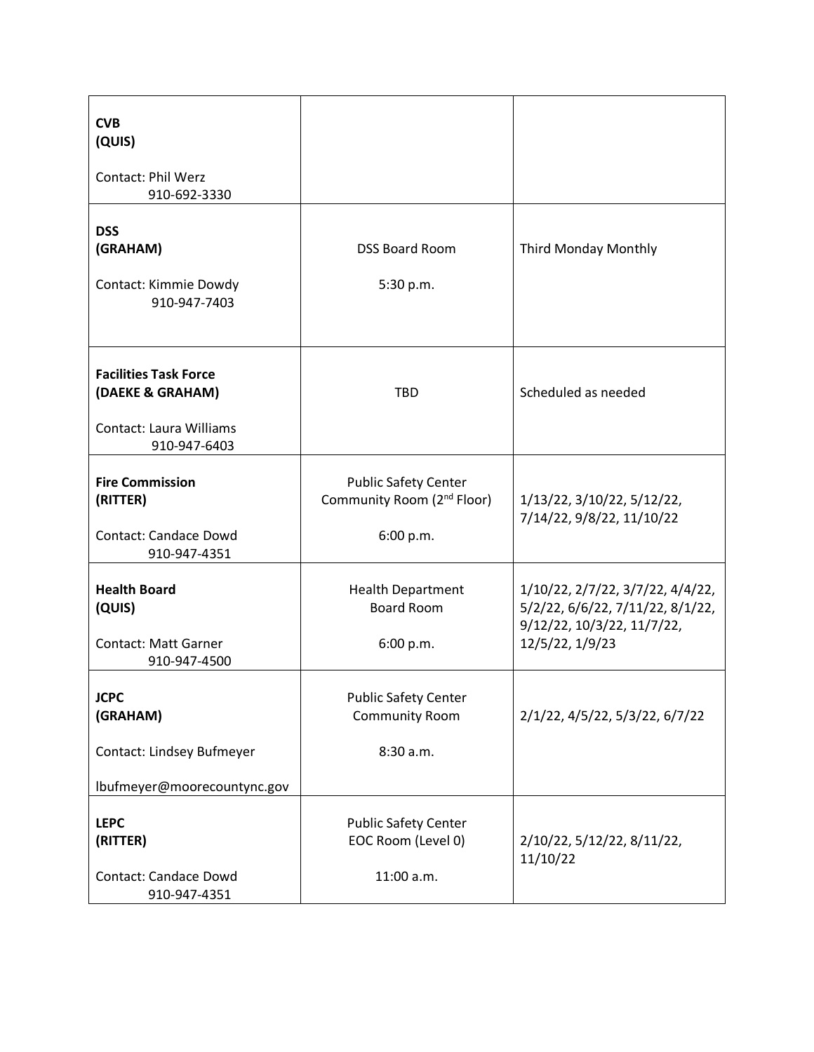| | | |
|---|---|---|
| **CVB**<br>**(QUIS)**<br><br>Contact: Phil Werz<br>910-692-3330 | | |
| **DSS**<br>**(GRAHAM)**<br><br>Contact: Kimmie Dowdy<br>910-947-7403 | DSS Board Room<br><br>5:30 p.m. | Third Monday Monthly |
| **Facilities Task Force**<br>**(DAEKE & GRAHAM)**<br><br>Contact: Laura Williams<br>910-947-6403 | TBD | Scheduled as needed |
| **Fire Commission**<br>**(RITTER)**<br><br>Contact: Candace Dowd<br>910-947-4351 | Public Safety Center<br>Community Room (2nd Floor)<br><br>6:00 p.m. | 1/13/22, 3/10/22, 5/12/22, 7/14/22, 9/8/22, 11/10/22 |
| **Health Board**<br>**(QUIS)**<br><br>Contact: Matt Garner<br>910-947-4500 | Health Department<br>Board Room<br><br>6:00 p.m. | 1/10/22, 2/7/22, 3/7/22, 4/4/22, 5/2/22, 6/6/22, 7/11/22, 8/1/22, 9/12/22, 10/3/22, 11/7/22, 12/5/22, 1/9/23 |
| **JCPC**<br>**(GRAHAM)**<br><br>Contact: Lindsey Bufmeyer<br><br>lbufmeyer@moorecountync.gov | Public Safety Center<br>Community Room<br><br>8:30 a.m. | 2/1/22, 4/5/22, 5/3/22, 6/7/22 |
| **LEPC**<br>**(RITTER)**<br><br>Contact: Candace Dowd<br>910-947-4351 | Public Safety Center<br>EOC Room (Level 0)<br><br>11:00 a.m. | 2/10/22, 5/12/22, 8/11/22, 11/10/22 |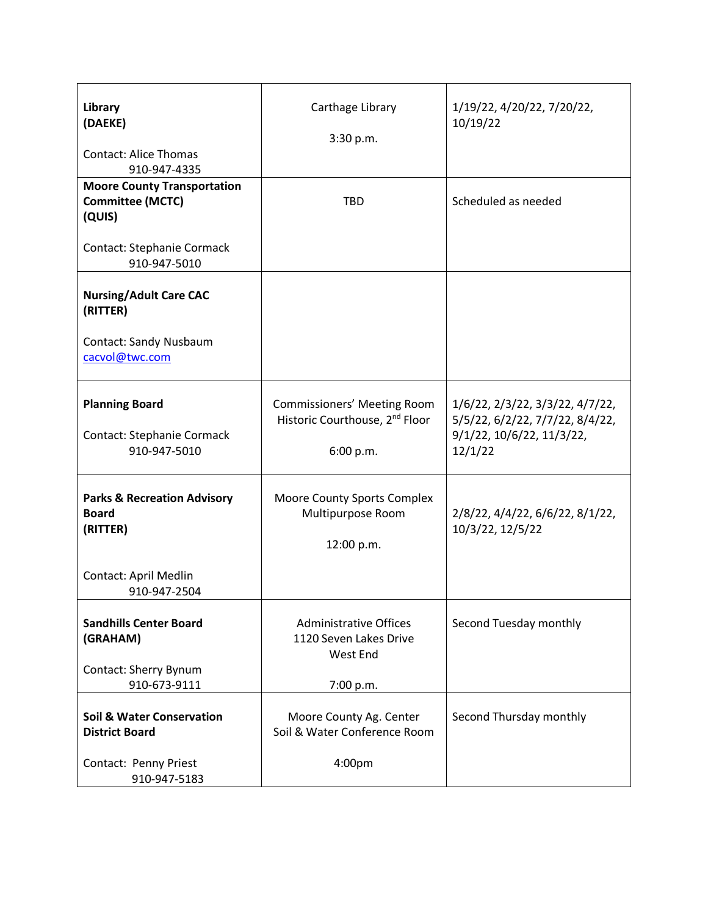| | | |
|---|---|---|
| **Library (DAEKE)**<br><br>Contact: Alice Thomas<br>910-947-4335 | Carthage Library<br><br>3:30 p.m. | 1/19/22, 4/20/22, 7/20/22, 10/19/22 |
| **Moore County Transportation Committee (MCTC) (QUIS)**<br><br>Contact: Stephanie Cormack<br>910-947-5010 | TBD | Scheduled as needed |
| **Nursing/Adult Care CAC (RITTER)**<br><br>Contact: Sandy Nusbaum<br>cacvol@twc.com | | |
| **Planning Board**<br><br>Contact: Stephanie Cormack<br>910-947-5010 | Commissioners' Meeting Room<br>Historic Courthouse, 2nd Floor<br><br>6:00 p.m. | 1/6/22, 2/3/22, 3/3/22, 4/7/22, 5/5/22, 6/2/22, 7/7/22, 8/4/22, 9/1/22, 10/6/22, 11/3/22, 12/1/22 |
| **Parks & Recreation Advisory Board (RITTER)**<br><br>Contact: April Medlin<br>910-947-2504 | Moore County Sports Complex<br>Multipurpose Room<br><br>12:00 p.m. | 2/8/22, 4/4/22, 6/6/22, 8/1/22, 10/3/22, 12/5/22 |
| **Sandhills Center Board (GRAHAM)**<br><br>Contact: Sherry Bynum<br>910-673-9111 | Administrative Offices<br>1120 Seven Lakes Drive<br>West End<br><br>7:00 p.m. | Second Tuesday monthly |
| **Soil & Water Conservation District Board**<br><br>Contact: Penny Priest<br>910-947-5183 | Moore County Ag. Center<br>Soil & Water Conference Room<br><br>4:00pm | Second Thursday monthly |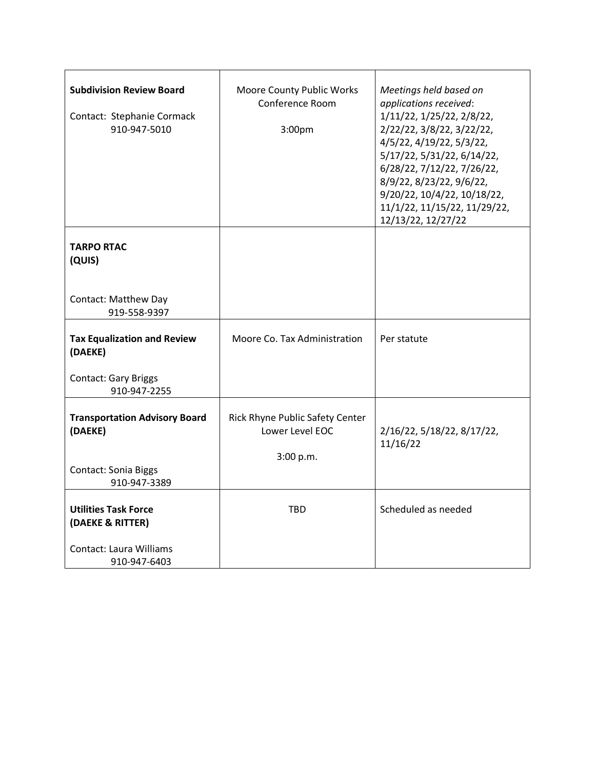| | | |
|---|---|---|
| **Subdivision Review Board**<br><br>Contact: Stephanie Cormack<br>910-947-5010 | Moore County Public Works Conference Room<br><br>3:00pm | *Meetings held based on applications received*:<br>1/11/22, 1/25/22, 2/8/22, 2/22/22, 3/8/22, 3/22/22, 4/5/22, 4/19/22, 5/3/22, 5/17/22, 5/31/22, 6/14/22, 6/28/22, 7/12/22, 7/26/22, 8/9/22, 8/23/22, 9/6/22, 9/20/22, 10/4/22, 10/18/22, 11/1/22, 11/15/22, 11/29/22, 12/13/22, 12/27/22 |
| **TARPO RTAC**<br>**(QUIS)**<br><br>Contact: Matthew Day<br>919-558-9397 | | |
| **Tax Equalization and Review**<br>**(DAEKE)**<br><br>Contact: Gary Briggs<br>910-947-2255 | Moore Co. Tax Administration | Per statute |
| **Transportation Advisory Board**<br>**(DAEKE)**<br><br>Contact: Sonia Biggs<br>910-947-3389 | Rick Rhyne Public Safety Center Lower Level EOC<br><br>3:00 p.m. | 2/16/22, 5/18/22, 8/17/22, 11/16/22 |
| **Utilities Task Force**<br>**(DAEKE & RITTER)**<br><br>Contact: Laura Williams<br>910-947-6403 | TBD | Scheduled as needed |